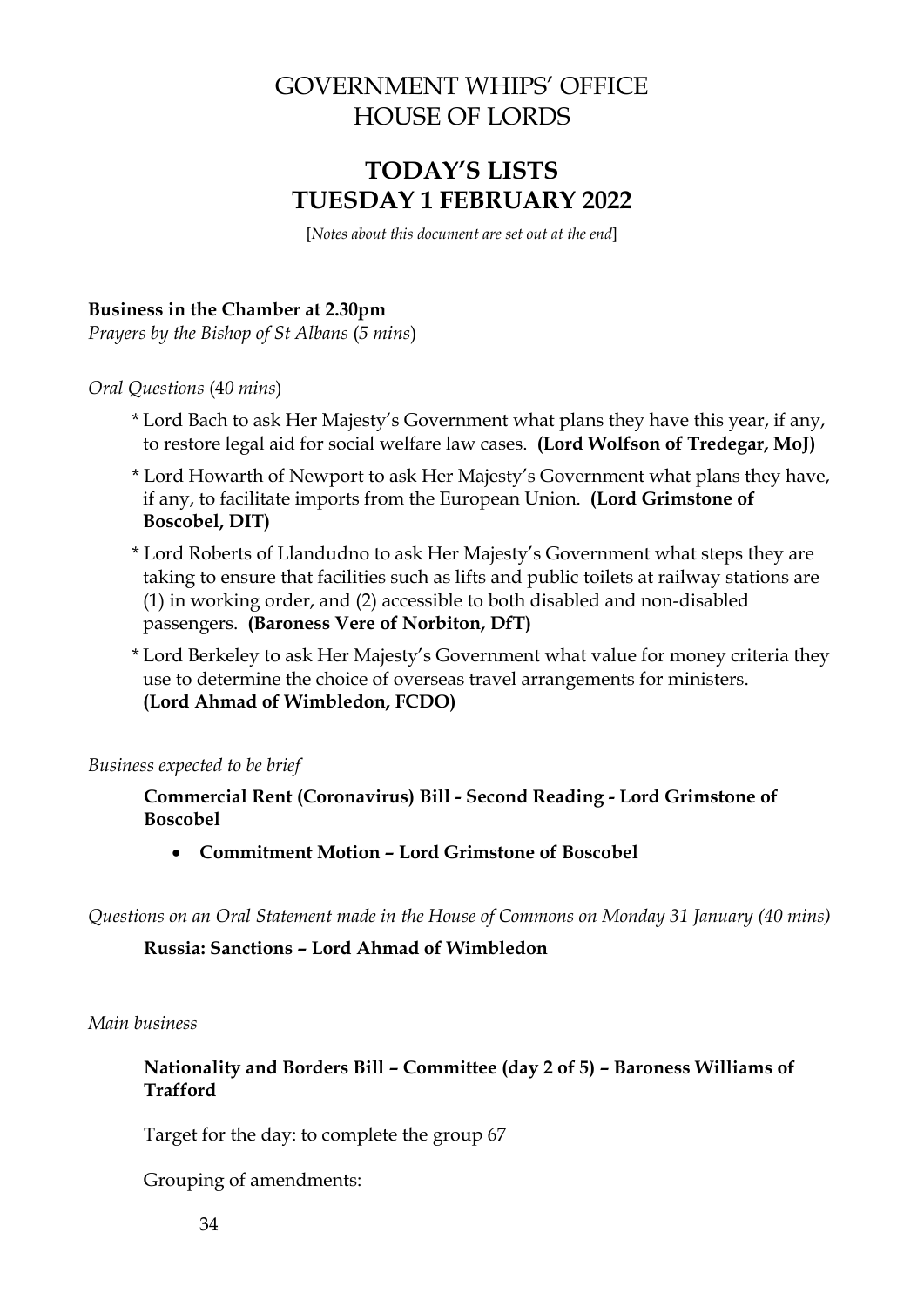# GOVERNMENT WHIPS' OFFICE
# HOUSE OF LORDS

## TODAY'S LISTS
## TUESDAY 1 FEBRUARY 2022

[*Notes about this document are set out at the end*]

**Business in the Chamber at 2.30pm**

*Prayers by the Bishop of St Albans (5 mins)*

*Oral Questions (40 mins)*

- \* Lord Bach to ask Her Majesty's Government what plans they have this year, if any, to restore legal aid for social welfare law cases. **(Lord Wolfson of Tredegar, MoJ)**
- \* Lord Howarth of Newport to ask Her Majesty's Government what plans they have, if any, to facilitate imports from the European Union. **(Lord Grimstone of Boscobel, DIT)**
- \* Lord Roberts of Llandudno to ask Her Majesty's Government what steps they are taking to ensure that facilities such as lifts and public toilets at railway stations are (1) in working order, and (2) accessible to both disabled and non-disabled passengers. **(Baroness Vere of Norbiton, DfT)**
- \* Lord Berkeley to ask Her Majesty's Government what value for money criteria they use to determine the choice of overseas travel arrangements for ministers. **(Lord Ahmad of Wimbledon, FCDO)**

*Business expected to be brief*

**Commercial Rent (Coronavirus) Bill - Second Reading - Lord Grimstone of Boscobel**

- **Commitment Motion – Lord Grimstone of Boscobel**

*Questions on an Oral Statement made in the House of Commons on Monday 31 January (40 mins)*

**Russia: Sanctions – Lord Ahmad of Wimbledon**

*Main business*

**Nationality and Borders Bill – Committee (day 2 of 5) – Baroness Williams of Trafford**

Target for the day: to complete the group 67

Grouping of amendments:

34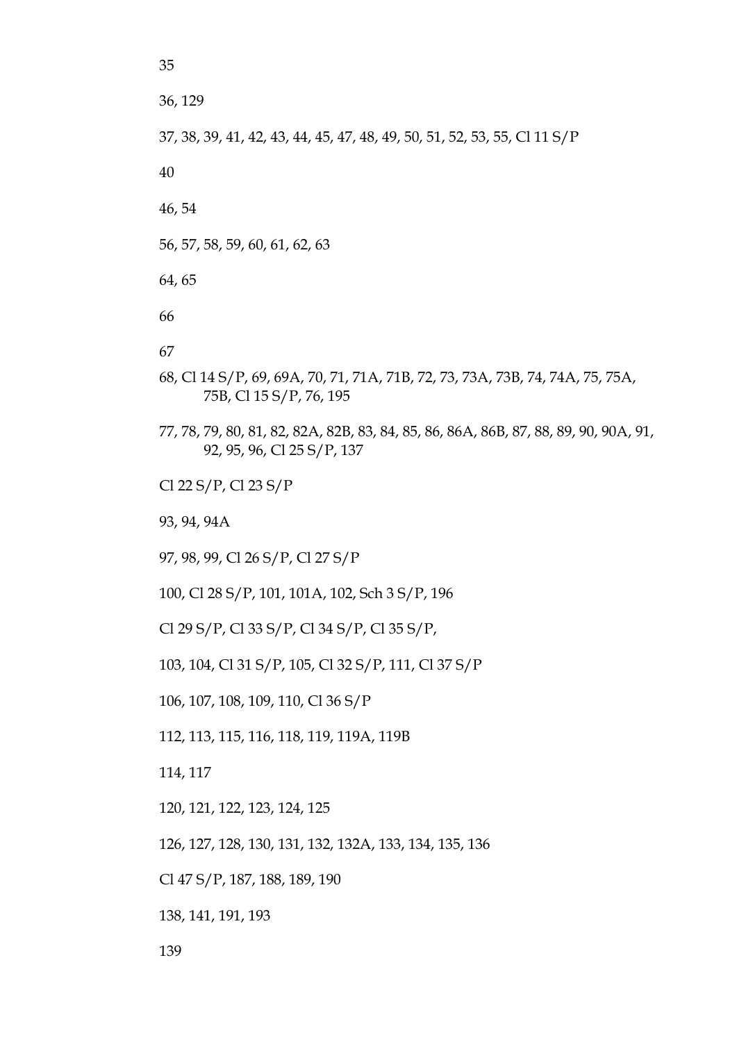35

36, 129

37, 38, 39, 41, 42, 43, 44, 45, 47, 48, 49, 50, 51, 52, 53, 55, Cl 11 S/P

40

46, 54

56, 57, 58, 59, 60, 61, 62, 63

64, 65

66

67

68, Cl 14 S/P, 69, 69A, 70, 71, 71A, 71B, 72, 73, 73A, 73B, 74, 74A, 75, 75A, 75B, Cl 15 S/P, 76, 195

77, 78, 79, 80, 81, 82, 82A, 82B, 83, 84, 85, 86, 86A, 86B, 87, 88, 89, 90, 90A, 91, 92, 95, 96, Cl 25 S/P, 137

Cl 22 S/P, Cl 23 S/P

93, 94, 94A

97, 98, 99, Cl 26 S/P, Cl 27 S/P

100, Cl 28 S/P, 101, 101A, 102, Sch 3 S/P, 196

Cl 29 S/P, Cl 33 S/P, Cl 34 S/P, Cl 35 S/P,

103, 104, Cl 31 S/P, 105, Cl 32 S/P, 111, Cl 37 S/P

106, 107, 108, 109, 110, Cl 36 S/P

112, 113, 115, 116, 118, 119, 119A, 119B

114, 117

120, 121, 122, 123, 124, 125

126, 127, 128, 130, 131, 132, 132A, 133, 134, 135, 136

Cl 47 S/P, 187, 188, 189, 190

138, 141, 191, 193

139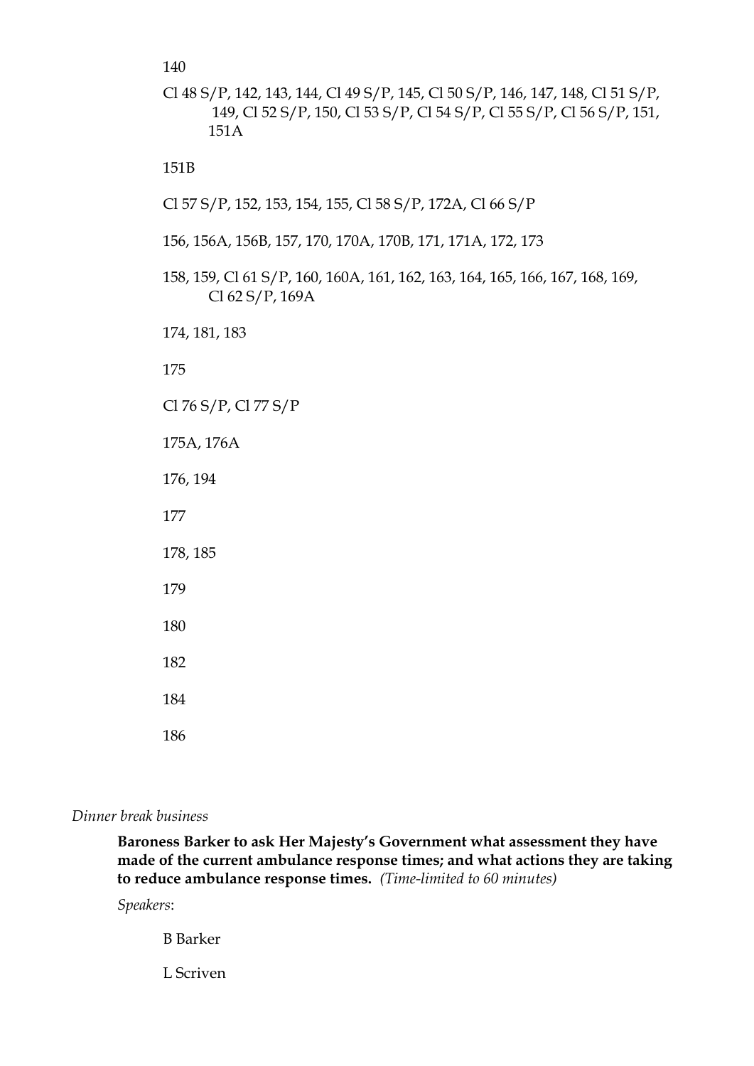140

Cl 48 S/P, 142, 143, 144, Cl 49 S/P, 145, Cl 50 S/P, 146, 147, 148, Cl 51 S/P, 149, Cl 52 S/P, 150, Cl 53 S/P, Cl 54 S/P, Cl 55 S/P, Cl 56 S/P, 151, 151A

151B

Cl 57 S/P, 152, 153, 154, 155, Cl 58 S/P, 172A, Cl 66 S/P

156, 156A, 156B, 157, 170, 170A, 170B, 171, 171A, 172, 173

158, 159, Cl 61 S/P, 160, 160A, 161, 162, 163, 164, 165, 166, 167, 168, 169, Cl 62 S/P, 169A

174, 181, 183

175

Cl 76 S/P, Cl 77 S/P

175A, 176A

176, 194

177

178, 185

179

180

182

184

186

*Dinner break business*

**Baroness Barker to ask Her Majesty's Government what assessment they have made of the current ambulance response times; and what actions they are taking to reduce ambulance response times.** *(Time-limited to 60 minutes)*

*Speakers*:

B Barker

L Scriven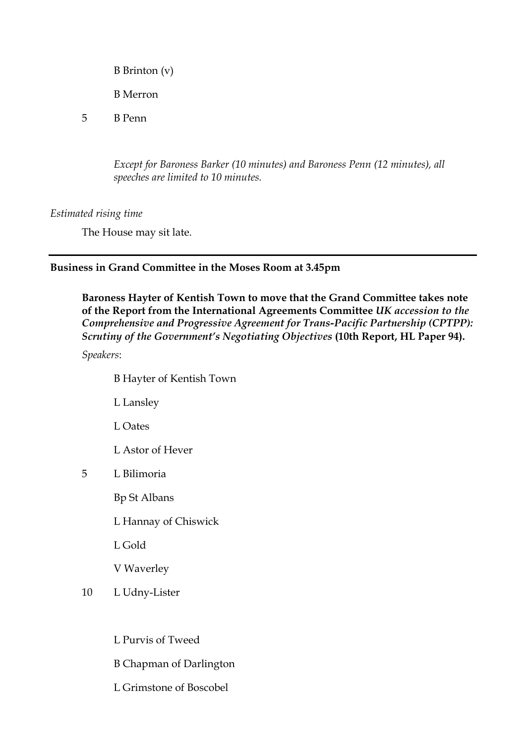B Brinton (v)

B Merron

5 B Penn

*Except for Baroness Barker (10 minutes) and Baroness Penn (12 minutes), all speeches are limited to 10 minutes.*

*Estimated rising time*

The House may sit late.

---

**Business in Grand Committee in the Moses Room at 3.45pm**

**Baroness Hayter of Kentish Town to move that the Grand Committee takes note of the Report from the International Agreements Committee *UK accession to the Comprehensive and Progressive Agreement for Trans-Pacific Partnership (CPTPP): Scrutiny of the Government's Negotiating Objectives* (10th Report, HL Paper 94).**

*Speakers*:

B Hayter of Kentish Town

L Lansley

L Oates

L Astor of Hever

5 L Bilimoria

Bp St Albans

L Hannay of Chiswick

L Gold

V Waverley

10 L Udny-Lister

L Purvis of Tweed

B Chapman of Darlington

L Grimstone of Boscobel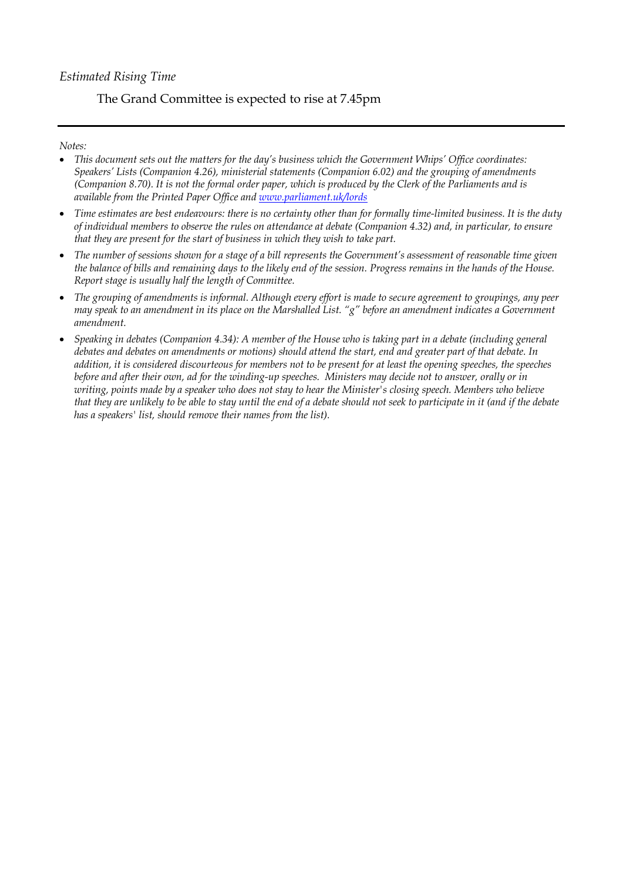*Estimated Rising Time*

The Grand Committee is expected to rise at 7.45pm

---

*Notes:*

- *This document sets out the matters for the day's business which the Government Whips' Office coordinates: Speakers' Lists (Companion 4.26), ministerial statements (Companion 6.02) and the grouping of amendments (Companion 8.70). It is not the formal order paper, which is produced by the Clerk of the Parliaments and is available from the Printed Paper Office and [www.parliament.uk/lords](www.parliament.uk/lords)*
- *Time estimates are best endeavours: there is no certainty other than for formally time-limited business. It is the duty of individual members to observe the rules on attendance at debate (Companion 4.32) and, in particular, to ensure that they are present for the start of business in which they wish to take part.*
- *The number of sessions shown for a stage of a bill represents the Government's assessment of reasonable time given the balance of bills and remaining days to the likely end of the session. Progress remains in the hands of the House. Report stage is usually half the length of Committee.*
- *The grouping of amendments is informal. Although every effort is made to secure agreement to groupings, any peer may speak to an amendment in its place on the Marshalled List. "g" before an amendment indicates a Government amendment.*
- *Speaking in debates (Companion 4.34): A member of the House who is taking part in a debate (including general debates and debates on amendments or motions) should attend the start, end and greater part of that debate. In addition, it is considered discourteous for members not to be present for at least the opening speeches, the speeches before and after their own, ad for the winding-up speeches. Ministers may decide not to answer, orally or in writing, points made by a speaker who does not stay to hear the Minister's closing speech. Members who believe that they are unlikely to be able to stay until the end of a debate should not seek to participate in it (and if the debate has a speakers' list, should remove their names from the list).*